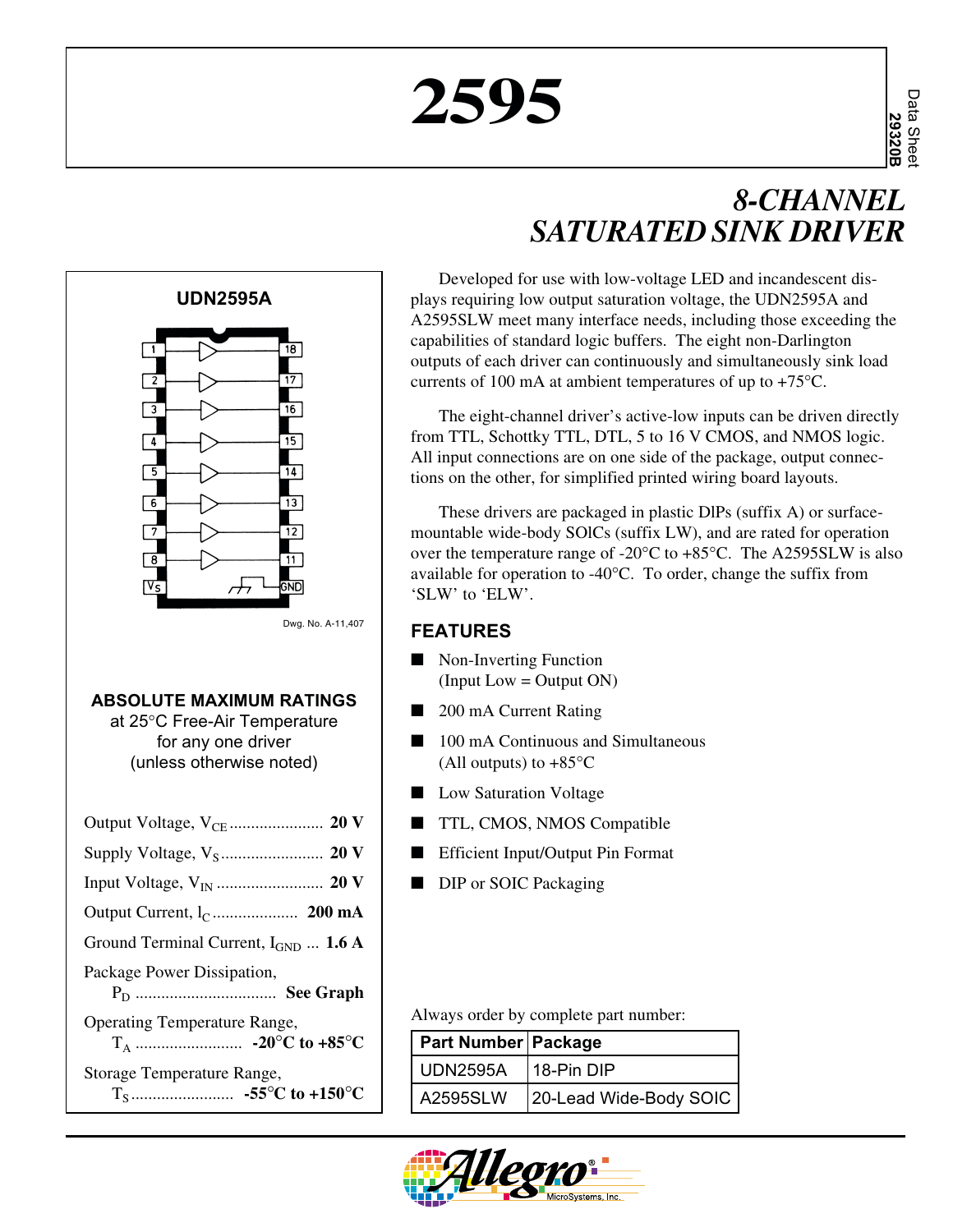# 2595

Data Sheet 29320B

## *8-CHANNEL SATURATED SINK DRIVER*

Developed for use with low-voltage LED and incandescent displays requiring low output saturation voltage, the UDN2595A and A2595SLW meet many interface needs, including those exceeding the capabilities of standard logic buffers. The eight non-Darlington outputs of each driver can continuously and simultaneously sink load currents of 100 mA at ambient temperatures of up to +75°C.

The eight-channel driver's active-low inputs can be driven directly from TTL, Schottky TTL, DTL, 5 to 16 V CMOS, and NMOS logic. All input connections are on one side of the package, output connections on the other, for simplified printed wiring board layouts.

These drivers are packaged in plastic DIPs (suffix A) or surface-mountable wide-body SOICs (suffix LW), and are rated for operation over the temperature range of -20°C to +85°C. The A2595SLW is also available for operation to -40°C. To order, change the suffix from 'SLW' to 'ELW'.

### UDN2595A

Dwg. No. A-11,407

### ABSOLUTE MAXIMUM RATINGS

at 25°C Free-Air Temperature for any one driver (unless otherwise noted)

Output Voltage, $V_{CE}$ .................... **20 V**

Supply Voltage, $V_S$ .................... **20 V**

Input Voltage, $V_{IN}$ .................... **20 V**

Output Current, $I_C$ .................... **200 mA**

Ground Terminal Current, $I_{GND}$ ... **1.6 A**

Package Power Dissipation, $P_D$ .................... **See Graph**

Operating Temperature Range, $T_A$ .................... **-20°C to +85°C**

Storage Temperature Range, $T_S$ .................... **-55°C to +150°C**

### FEATURES

- Non-Inverting Function (Input Low = Output ON)
- 200 mA Current Rating
- 100 mA Continuous and Simultaneous (All outputs) to +85°C
- Low Saturation Voltage
- TTL, CMOS, NMOS Compatible
- Efficient Input/Output Pin Format
- DIP or SOIC Packaging

Always order by complete part number:

| Part Number | Package |
|---|---|
| UDN2595A | 18-Pin DIP |
| A2595SLW | 20-Lead Wide-Body SOIC |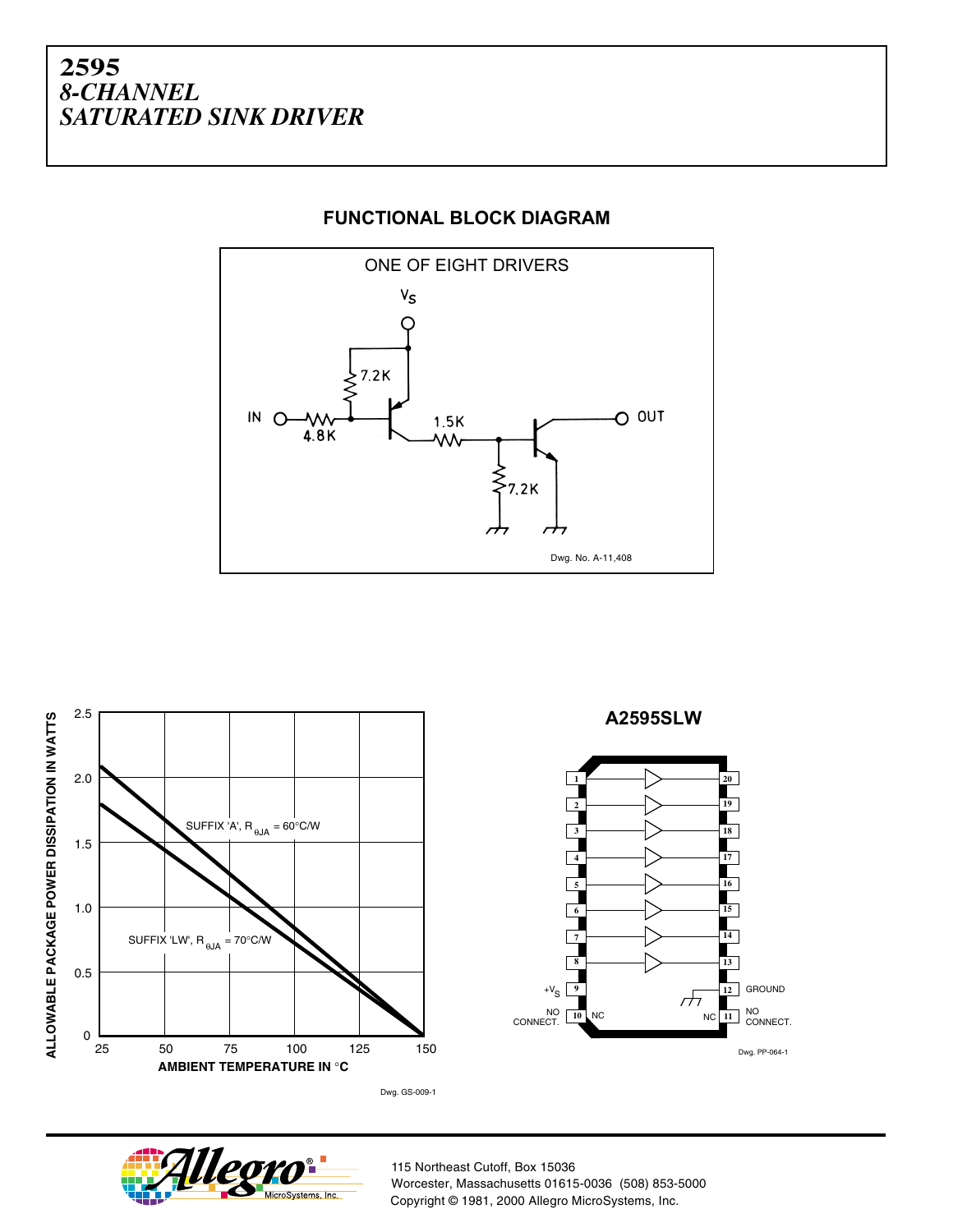# 2595
## *8-CHANNEL SATURATED SINK DRIVER*

### FUNCTIONAL BLOCK DIAGRAM

ONE OF EIGHT DRIVERS

$V_S$

7.2K

IN 4.8K 1.5K OUT

7.2K

Dwg. No. A-11,408

ALLOWABLE PACKAGE POWER DISSIPATION IN WATTS

SUFFIX 'A', $R_{\theta JA}$ = 60°C/W

SUFFIX 'LW', $R_{\theta JA}$ = 70°C/W

AMBIENT TEMPERATURE IN °C

Dwg. GS-009-1

### A2595SLW

| Pin | Function | Pin | Function |
|---|---|---|---|
| 1 | IN | 20 | OUT |
| 2 | IN | 19 | OUT |
| 3 | IN | 18 | OUT |
| 4 | IN | 17 | OUT |
| 5 | IN | 16 | OUT |
| 6 | IN | 15 | OUT |
| 7 | IN | 14 | OUT |
| 8 | IN | 13 | OUT |
| 9 | $+V_S$ | 12 | GROUND |
| 10 | NO CONNECT. (NC) | 11 | NO CONNECT. (NC) |

Dwg. PP-064-1

115 Northeast Cutoff, Box 15036
Worcester, Massachusetts 01615-0036 (508) 853-5000
Copyright © 1981, 2000 Allegro MicroSystems, Inc.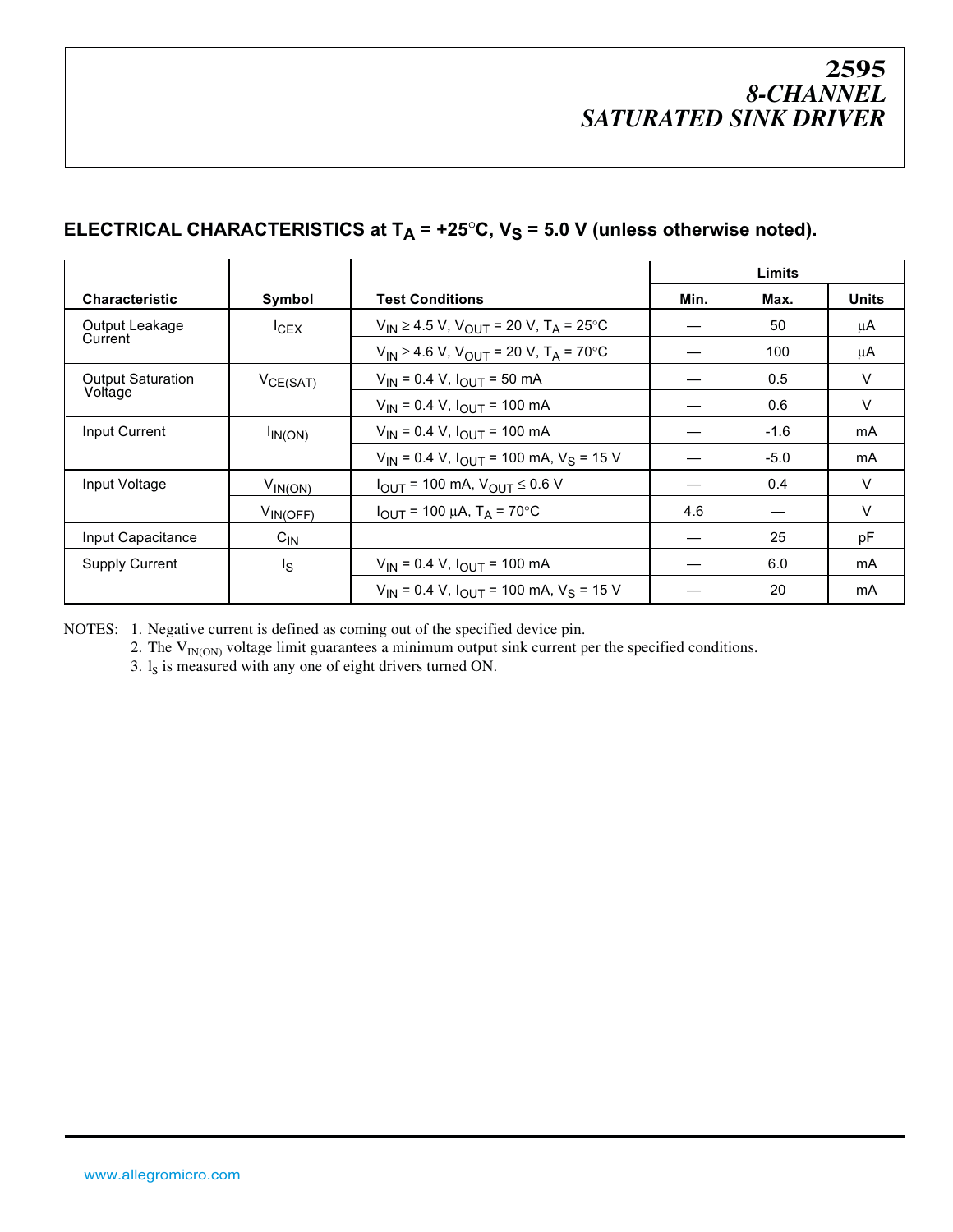# 2595
## *8-CHANNEL SATURATED SINK DRIVER*

### ELECTRICAL CHARACTERISTICS at $T_A$ = +25°C, $V_S$ = 5.0 V (unless otherwise noted).

| Characteristic | Symbol | Test Conditions | Limits Min. | Limits Max. | Units |
|---|---|---|---|---|---|
| Output Leakage Current | $I_{CEX}$ | $V_{IN} \geq 4.5$ V, $V_{OUT}$ = 20 V, $T_A$ = 25°C | — | 50 | µA |
| | | $V_{IN} \geq 4.6$ V, $V_{OUT}$ = 20 V, $T_A$ = 70°C | — | 100 | µA |
| Output Saturation Voltage | $V_{CE(SAT)}$ | $V_{IN}$ = 0.4 V, $I_{OUT}$ = 50 mA | — | 0.5 | V |
| | | $V_{IN}$ = 0.4 V, $I_{OUT}$ = 100 mA | — | 0.6 | V |
| Input Current | $I_{IN(ON)}$ | $V_{IN}$ = 0.4 V, $I_{OUT}$ = 100 mA | — | -1.6 | mA |
| | | $V_{IN}$ = 0.4 V, $I_{OUT}$ = 100 mA, $V_S$ = 15 V | — | -5.0 | mA |
| Input Voltage | $V_{IN(ON)}$ | $I_{OUT}$ = 100 mA, $V_{OUT} \leq 0.6$ V | — | 0.4 | V |
| | $V_{IN(OFF)}$ | $I_{OUT}$ = 100 µA, $T_A$ = 70°C | 4.6 | — | V |
| Input Capacitance | $C_{IN}$ | | — | 25 | pF |
| Supply Current | $I_S$ | $V_{IN}$ = 0.4 V, $I_{OUT}$ = 100 mA | — | 6.0 | mA |
| | | $V_{IN}$ = 0.4 V, $I_{OUT}$ = 100 mA, $V_S$ = 15 V | — | 20 | mA |

NOTES:
1. Negative current is defined as coming out of the specified device pin.
2. The $V_{IN(ON)}$ voltage limit guarantees a minimum output sink current per the specified conditions.
3. $I_S$ is measured with any one of eight drivers turned ON.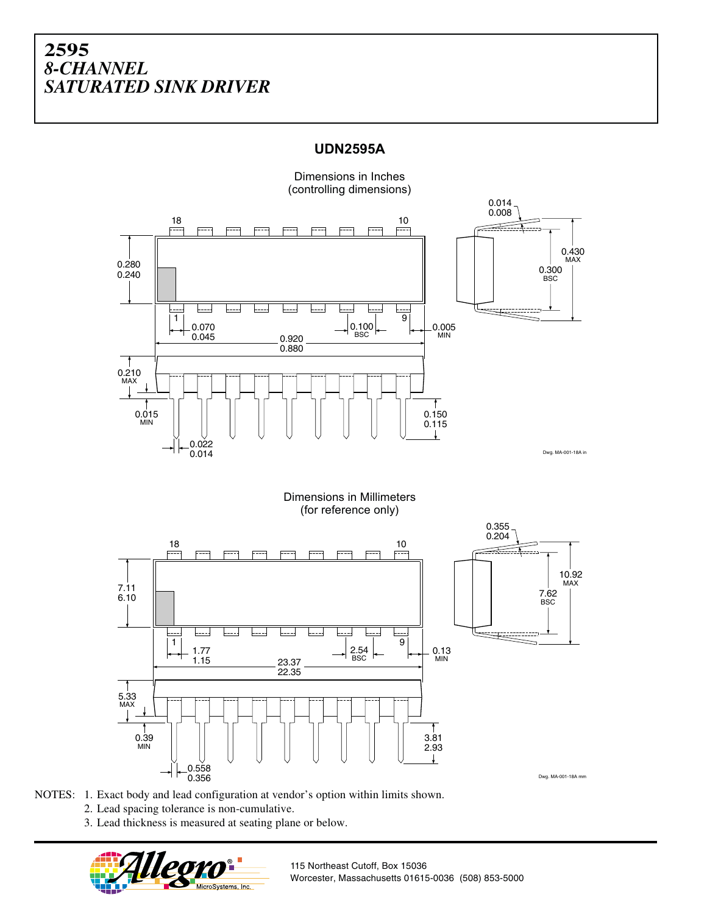# 2595
# *8-CHANNEL SATURATED SINK DRIVER*

## UDN2595A

Dimensions in Inches
(controlling dimensions)

0.014
0.008

18 10

0.430 MAX

0.280
0.240

0.300 BSC

1 9

0.070
0.045

0.100 BSC

0.005 MIN

0.920
0.880

0.210 MAX

0.015 MIN

0.150
0.115

0.022
0.014

Dwg. MA-001-18A in

Dimensions in Millimeters
(for reference only)

0.355
0.204

18 10

10.92 MAX

7.11
6.10

7.62 BSC

1 9

1.77
1.15

2.54 BSC

0.13 MIN

23.37
22.35

5.33 MAX

0.39 MIN

3.81
2.93

0.558
0.356

Dwg. MA-001-18A mm

NOTES:
1. Exact body and lead configuration at vendor's option within limits shown.
2. Lead spacing tolerance is non-cumulative.
3. Lead thickness is measured at seating plane or below.

Allegro MicroSystems, Inc.
115 Northeast Cutoff, Box 15036
Worcester, Massachusetts 01615-0036 (508) 853-5000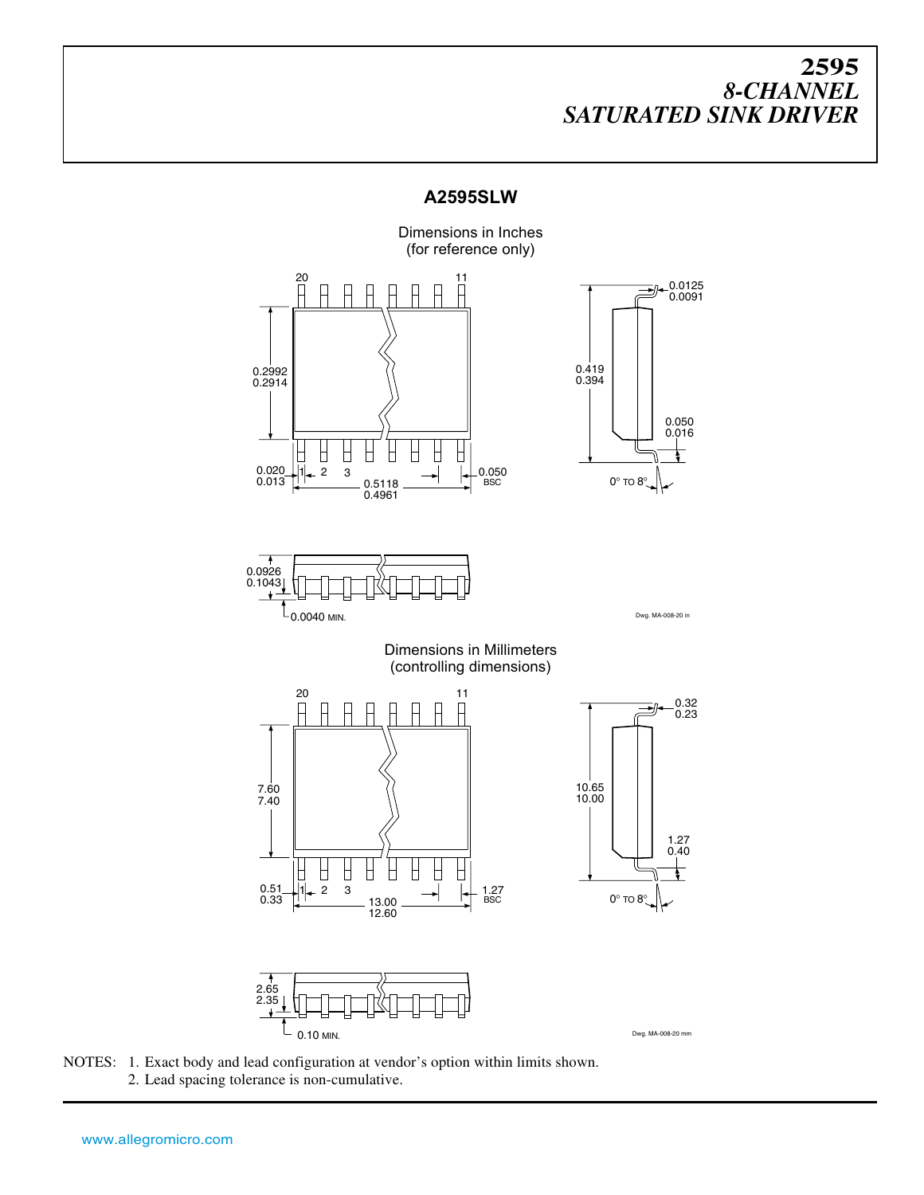# 2595
## *8-CHANNEL SATURATED SINK DRIVER*

### A2595SLW

Dimensions in Inches
(for reference only)

20 11

0.2992
0.2914

0.020
0.013

1 2 3

0.5118
0.4961

0.050
BSC

0.0125
0.0091

0.419
0.394

0.050
0.016

0° TO 8°

0.0926
0.1043

0.0040 MIN.

Dwg. MA-008-20 in

Dimensions in Millimeters
(controlling dimensions)

20 11

7.60
7.40

0.51
0.33

1 2 3

13.00
12.60

1.27
BSC

0.32
0.23

10.65
10.00

1.27
0.40

0° TO 8°

2.65
2.35

0.10 MIN.

Dwg. MA-008-20 mm

NOTES: 1. Exact body and lead configuration at vendor's option within limits shown.
2. Lead spacing tolerance is non-cumulative.

www.allegromicro.com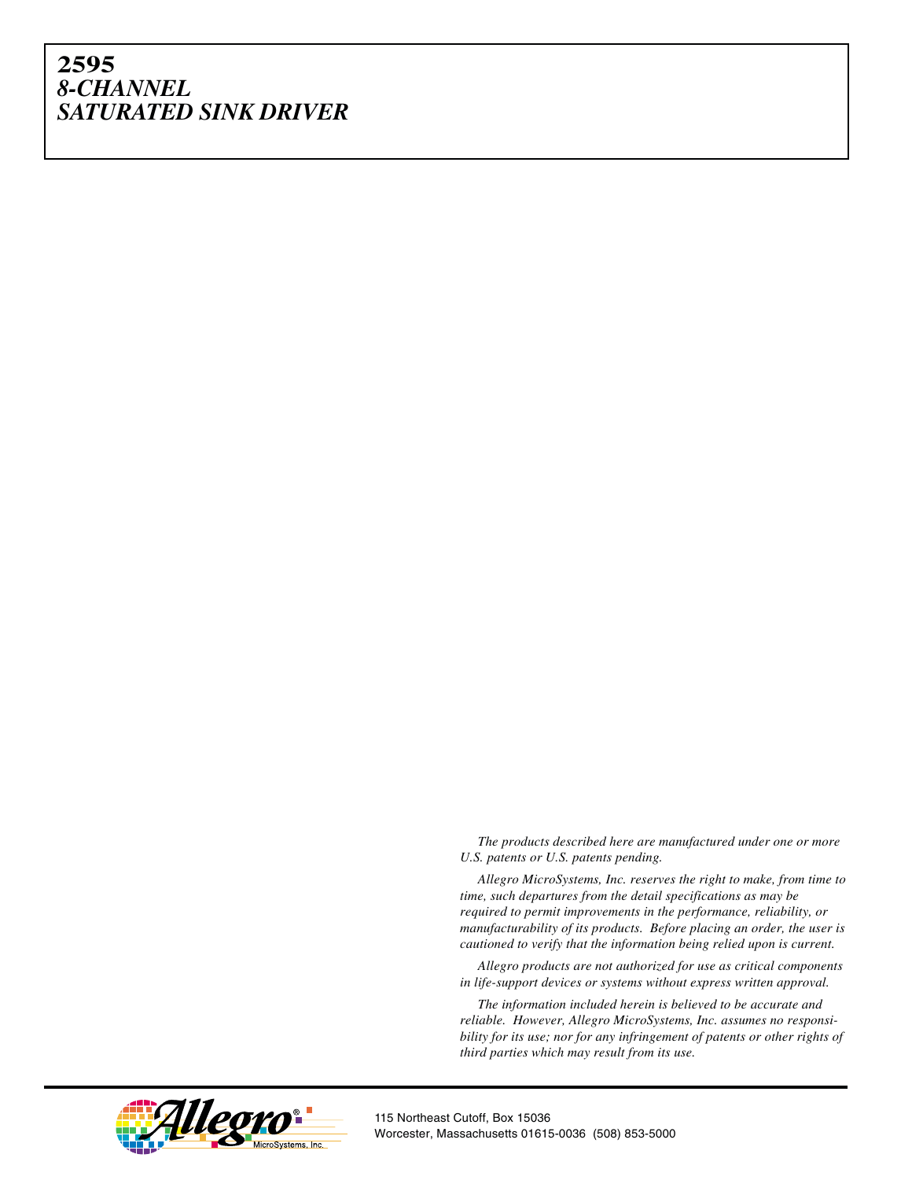The products described here are manufactured under one or more U.S. patents or U.S. patents pending.

Allegro MicroSystems, Inc. reserves the right to make, from time to time, such departures from the detail specifications as may be required to permit improvements in the performance, reliability, or manufacturability of its products. Before placing an order, the user is cautioned to verify that the information being relied upon is current.

Allegro products are not authorized for use as critical components in life-support devices or systems without express written approval.

The information included herein is believed to be accurate and reliable. However, Allegro MicroSystems, Inc. assumes no responsibility for its use; nor for any infringement of patents or other rights of third parties which may result from its use.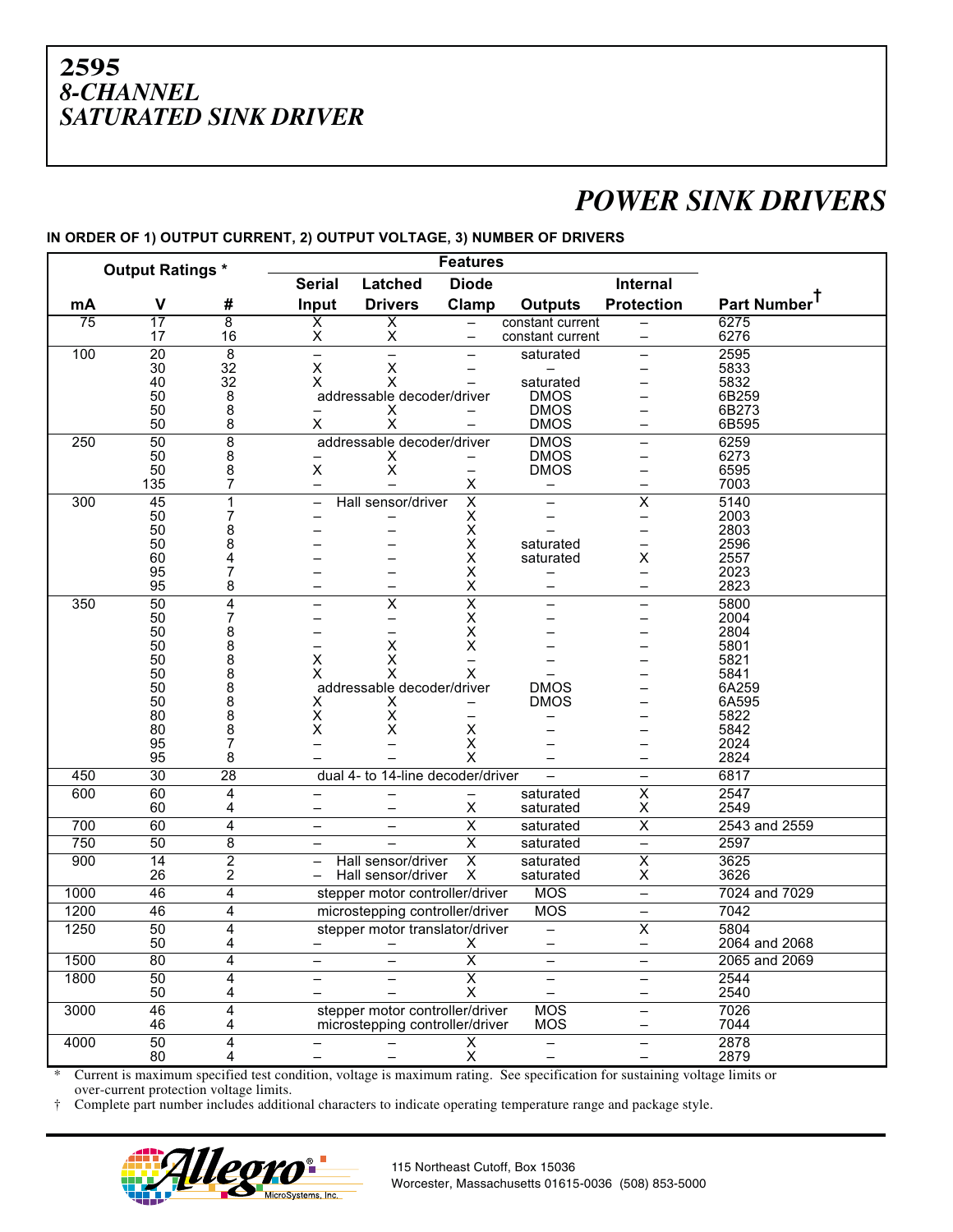**2595**
***8-CHANNEL***
***SATURATED SINK DRIVER***

# *POWER SINK DRIVERS*

**IN ORDER OF 1) OUTPUT CURRENT, 2) OUTPUT VOLTAGE, 3) NUMBER OF DRIVERS**

| Output Ratings * | | | Features | | | | | |
|---|---|---|---|---|---|---|---|---|
| mA | V | # | Serial Input | Latched Drivers | Diode Clamp | Outputs | Internal Protection | Part Number† |
| 75 | 17 | 8 | X | X | – | constant current | – | 6275 |
| | 17 | 16 | X | X | – | constant current | – | 6276 |
| 100 | 20 | 8 | – | – | – | saturated | – | 2595 |
| | 30 | 32 | X | X | – | – | – | 5833 |
| | 40 | 32 | X | X | – | saturated | – | 5832 |
| | 50 | 8 | addressable decoder/driver | | | DMOS | – | 6B259 |
| | 50 | 8 | – | X | – | DMOS | – | 6B273 |
| | 50 | 8 | X | X | – | DMOS | – | 6B595 |
| 250 | 50 | 8 | addressable decoder/driver | | | DMOS | – | 6259 |
| | 50 | 8 | – | X | – | DMOS | – | 6273 |
| | 50 | 8 | X | X | – | DMOS | – | 6595 |
| | 135 | 7 | – | – | X | – | – | 7003 |
| 300 | 45 | 1 | – | Hall sensor/driver | X | – | X | 5140 |
| | 50 | 7 | – | – | X | – | – | 2003 |
| | 50 | 8 | – | – | X | – | – | 2803 |
| | 50 | 8 | – | – | X | saturated | – | 2596 |
| | 60 | 4 | – | – | X | saturated | X | 2557 |
| | 95 | 7 | – | – | X | – | – | 2023 |
| | 95 | 8 | – | – | X | – | – | 2823 |
| 350 | 50 | 4 | – | X | X | – | – | 5800 |
| | 50 | 7 | – | – | X | – | – | 2004 |
| | 50 | 8 | – | – | X | – | – | 2804 |
| | 50 | 8 | – | X | X | – | – | 5801 |
| | 50 | 8 | X | X | – | – | – | 5821 |
| | 50 | 8 | X | X | X | – | – | 5841 |
| | 50 | 8 | addressable decoder/driver | | | DMOS | – | 6A259 |
| | 50 | 8 | X | X | – | DMOS | – | 6A595 |
| | 80 | 8 | X | X | – | – | – | 5822 |
| | 80 | 8 | X | X | X | – | – | 5842 |
| | 95 | 7 | – | – | X | – | – | 2024 |
| | 95 | 8 | – | – | X | – | – | 2824 |
| 450 | 30 | 28 | dual 4- to 14-line decoder/driver | | | – | – | 6817 |
| 600 | 60 | 4 | – | – | – | saturated | X | 2547 |
| | 60 | 4 | – | – | X | saturated | X | 2549 |
| 700 | 60 | 4 | – | – | X | saturated | X | 2543 and 2559 |
| 750 | 50 | 8 | – | – | X | saturated | – | 2597 |
| 900 | 14 | 2 | – | Hall sensor/driver | X | saturated | X | 3625 |
| | 26 | 2 | – | Hall sensor/driver | X | saturated | X | 3626 |
| 1000 | 46 | 4 | stepper motor controller/driver | | | MOS | – | 7024 and 7029 |
| 1200 | 46 | 4 | microstepping controller/driver | | | MOS | – | 7042 |
| 1250 | 50 | 4 | stepper motor translator/driver | | | – | X | 5804 |
| | 50 | 4 | – | – | X | – | – | 2064 and 2068 |
| 1500 | 80 | 4 | – | – | X | – | – | 2065 and 2069 |
| 1800 | 50 | 4 | – | – | X | – | – | 2544 |
| | 50 | 4 | – | – | X | – | – | 2540 |
| 3000 | 46 | 4 | stepper motor controller/driver | | | MOS | – | 7026 |
| | 46 | 4 | microstepping controller/driver | | | MOS | – | 7044 |
| 4000 | 50 | 4 | – | – | X | – | – | 2878 |
| | 80 | 4 | – | – | X | – | – | 2879 |

\* Current is maximum specified test condition, voltage is maximum rating. See specification for sustaining voltage limits or over-current protection voltage limits.

† Complete part number includes additional characters to indicate operating temperature range and package style.

Allegro MicroSystems, Inc.
115 Northeast Cutoff, Box 15036
Worcester, Massachusetts 01615-0036 (508) 853-5000